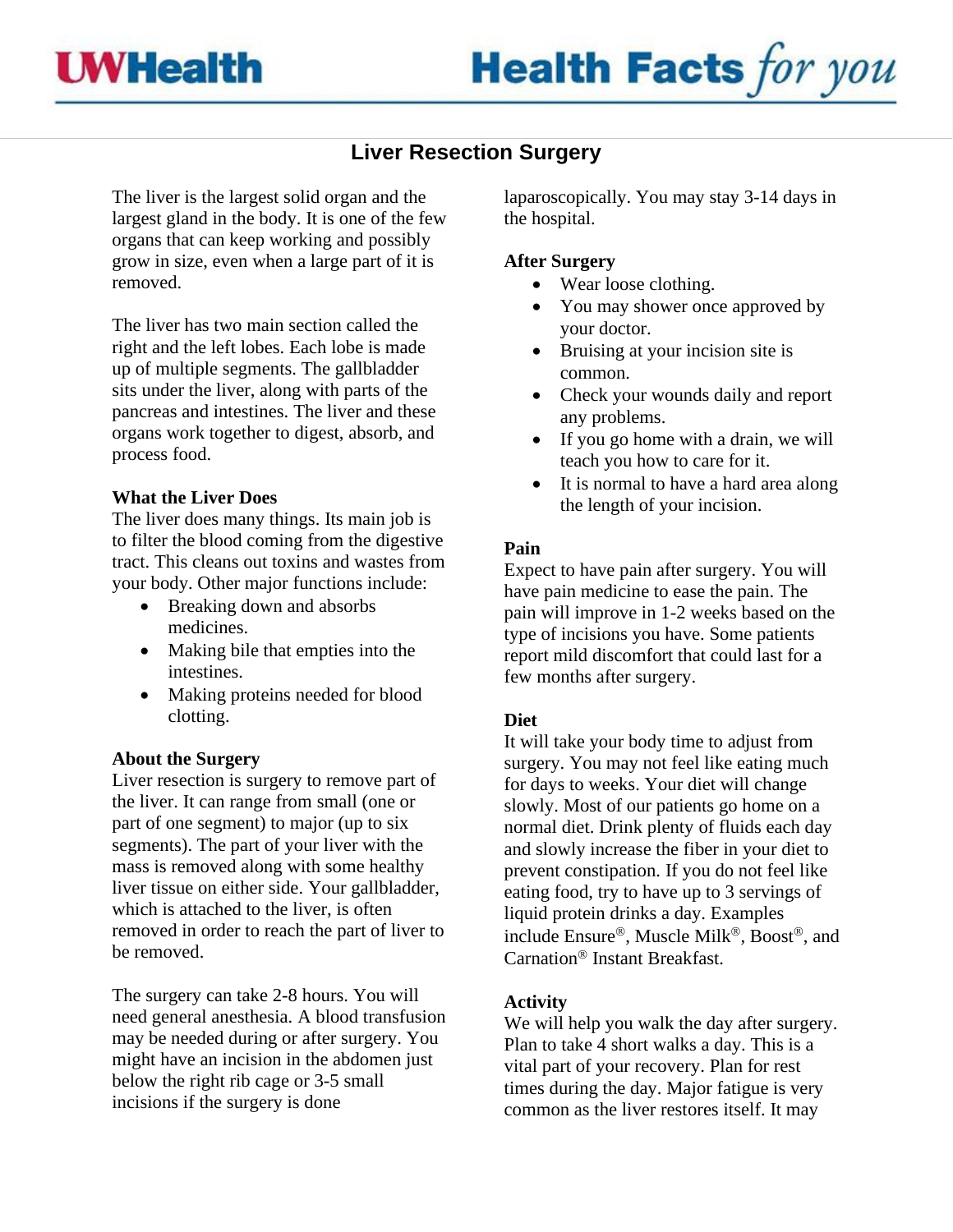# Liver Resection Surgery

The liver is the largest solid organ and the largest gland in the body. It is one of the few organs that can keep working and possibly grow in size, even when a large part of it is removed.

The liver has two main section called the right and the left lobes. Each lobe is made up of multiple segments. The gallbladder sits under the liver, along with parts of the pancreas and intestines. The liver and these organs work together to digest, absorb, and process food.

## What the Liver Does

The liver does many things. Its main job is to filter the blood coming from the digestive tract. This cleans out toxins and wastes from your body. Other major functions include:

- Breaking down and absorbs medicines.
- Making bile that empties into the intestines.
- Making proteins needed for blood clotting.

## About the Surgery

Liver resection is surgery to remove part of the liver. It can range from small (one or part of one segment) to major (up to six segments). The part of your liver with the mass is removed along with some healthy liver tissue on either side. Your gallbladder, which is attached to the liver, is often removed in order to reach the part of liver to be removed.

The surgery can take 2-8 hours. You will need general anesthesia. A blood transfusion may be needed during or after surgery. You might have an incision in the abdomen just below the right rib cage or 3-5 small incisions if the surgery is done laparoscopically. You may stay 3-14 days in the hospital.

## After Surgery

- Wear loose clothing.
- You may shower once approved by your doctor.
- Bruising at your incision site is common.
- Check your wounds daily and report any problems.
- If you go home with a drain, we will teach you how to care for it.
- It is normal to have a hard area along the length of your incision.

## Pain

Expect to have pain after surgery. You will have pain medicine to ease the pain. The pain will improve in 1-2 weeks based on the type of incisions you have. Some patients report mild discomfort that could last for a few months after surgery.

## Diet

It will take your body time to adjust from surgery. You may not feel like eating much for days to weeks. Your diet will change slowly. Most of our patients go home on a normal diet. Drink plenty of fluids each day and slowly increase the fiber in your diet to prevent constipation. If you do not feel like eating food, try to have up to 3 servings of liquid protein drinks a day. Examples include Ensure®, Muscle Milk®, Boost®, and Carnation® Instant Breakfast.

## Activity

We will help you walk the day after surgery. Plan to take 4 short walks a day. This is a vital part of your recovery. Plan for rest times during the day. Major fatigue is very common as the liver restores itself. It may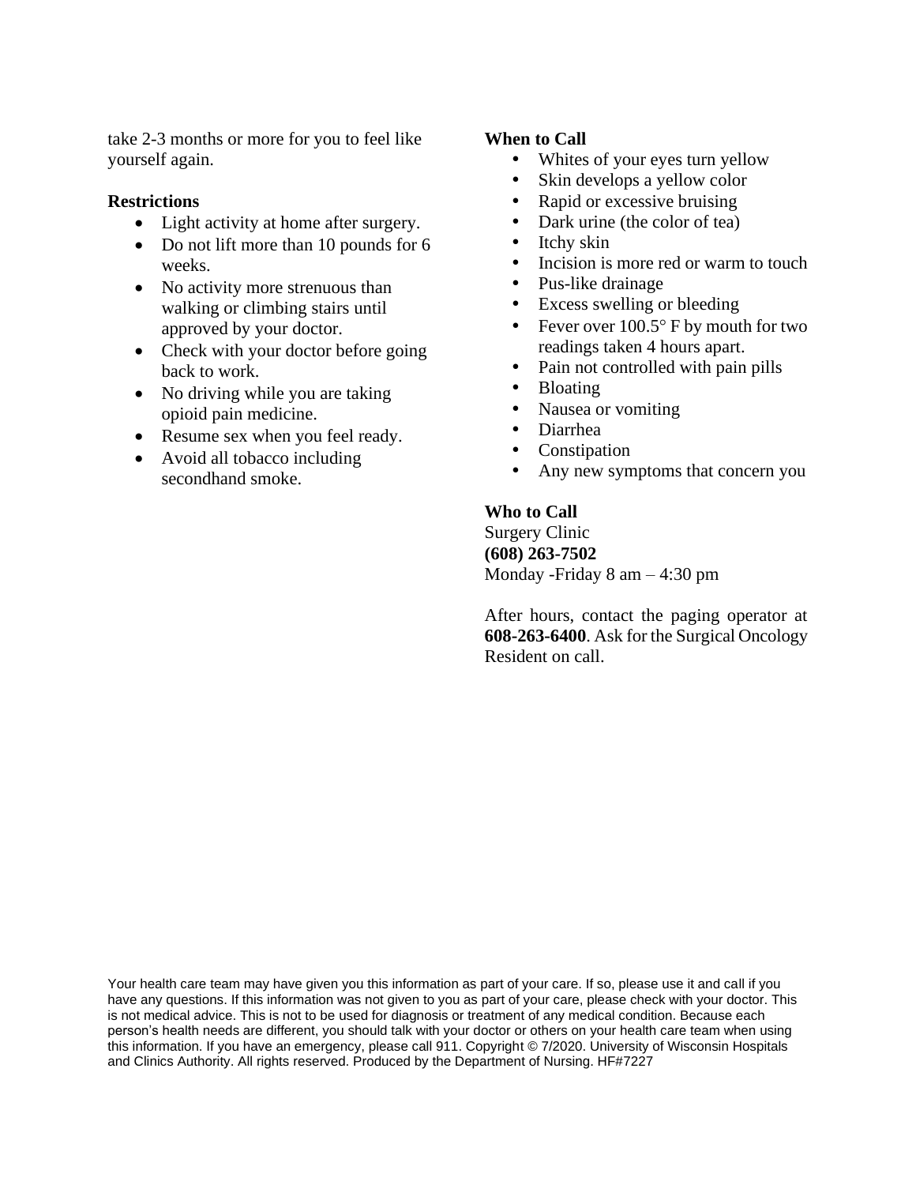take 2-3 months or more for you to feel like yourself again.

**Restrictions**

- Light activity at home after surgery.
- Do not lift more than 10 pounds for 6 weeks.
- No activity more strenuous than walking or climbing stairs until approved by your doctor.
- Check with your doctor before going back to work.
- No driving while you are taking opioid pain medicine.
- Resume sex when you feel ready.
- Avoid all tobacco including secondhand smoke.

**When to Call**

- Whites of your eyes turn yellow
- Skin develops a yellow color
- Rapid or excessive bruising
- Dark urine (the color of tea)
- Itchy skin
- Incision is more red or warm to touch
- Pus-like drainage
- Excess swelling or bleeding
- Fever over 100.5° F by mouth for two readings taken 4 hours apart.
- Pain not controlled with pain pills
- Bloating
- Nausea or vomiting
- Diarrhea
- Constipation
- Any new symptoms that concern you

**Who to Call**

Surgery Clinic
**(608) 263-7502**
Monday -Friday 8 am – 4:30 pm

After hours, contact the paging operator at **608-263-6400**. Ask for the Surgical Oncology Resident on call.

Your health care team may have given you this information as part of your care. If so, please use it and call if you have any questions. If this information was not given to you as part of your care, please check with your doctor. This is not medical advice. This is not to be used for diagnosis or treatment of any medical condition. Because each person's health needs are different, you should talk with your doctor or others on your health care team when using this information. If you have an emergency, please call 911. Copyright © 7/2020. University of Wisconsin Hospitals and Clinics Authority. All rights reserved. Produced by the Department of Nursing. HF#7227